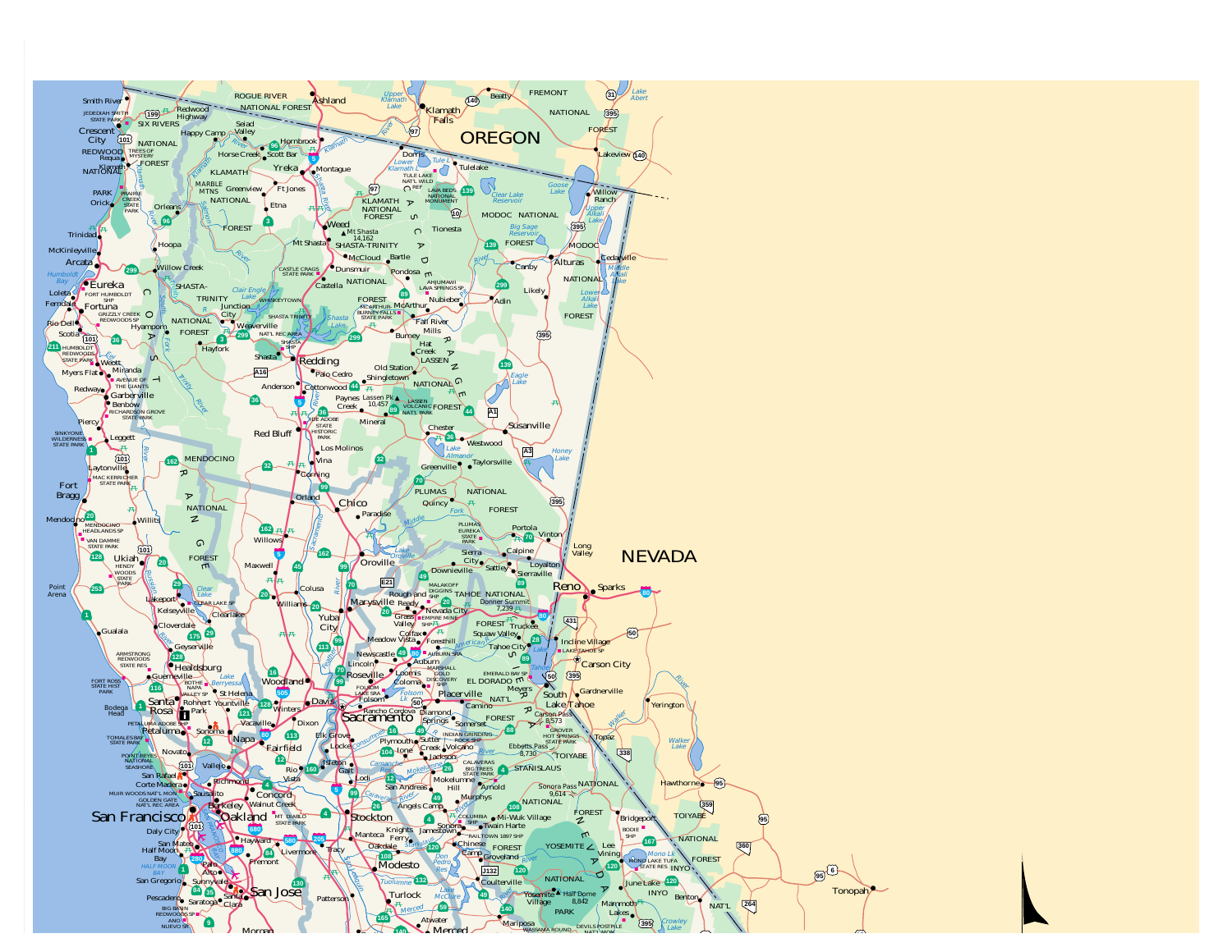OREGON

NEVADA

Smith River · Jedediah Smith State Park · Six Rivers · Crescent City · Redwood National Park · Trees of Mystery · Requa · Klamath · Orick · Prairie Creek State Park · Trinidad · McKinleyville · Arcata · Humboldt Bay · Eureka · Fort Humboldt SHP · Loleta · Ferndale · Fortuna · Grizzly Creek Redwoods SP · Rio Dell · Scotia · Humboldt Redwoods State Park · Weott · Myers Flat · Miranda · Avenue of the Giants · Redway · Garberville · Benbow · Richardson Grove State Park · Piercy · Sinkyone Wilderness State Park · Leggett · Laytonville · Mac Kerricher State Park · Fort Bragg · Mendocino · Mendocino Headlands SP · Van Damme State Park · Willits · Ukiah · Hendy Woods State Park · Point Arena · Gualala · Armstrong Redwoods State Res · Fort Ross State Hist Park · Bodega Head · Guerneville · Healdsburg · Geyserville · Cloverdale · Lakeport · Clear Lake · Clear Lake SP · Kelseyville · Clearlake · Santa Rosa · Rohnert Park · Petaluma · Petaluma Adobe SHP · Tomales Bay State Park · Point Reyes National Seashore · Novato · San Rafael · Corte Madera · Muir Woods Nat'l Mon · Golden Gate Nat'l Rec Area · Sausalito · San Francisco · Daly City · San Mateo · Half Moon Bay · San Gregorio · Pescadero · Big Basin Redwoods SP · Ano Nuevo SP

Ashland · Rogue River National Forest · Redwood Highway · Happy Camp · Seiad Valley · Klamath National Forest · Hornbrook · Horse Creek · Scott Bar · Yreka · Montague · Marble Mtns · Greenview · Ft Jones · Etna · Orleans · Hoopa · Weed · Mt Shasta 14,162 · Shasta-Trinity · Mt Shasta · McCloud · Dunsmuir · Castle Crags State Park · Castella · Willow Creek · Shasta-Trinity National Forest · Clair Engle Lake · Whiskeytown · Junction City · Weaverville · Shasta Trinity Nat'l Rec Area · Shasta Lake · Shasta SHP · Shasta · Redding · Hyampom · Hayfork · Anderson · Cottonwood · Palo Cedro · Red Bluff · Ide Adobe State Historic Park · Los Molinos · Vina · Corning · Orland · Chico · Paradise · Willows · Oroville · Lake Oroville · Maxwell · Colusa · Williams · Yuba City · Marysville · Woodland · Davis · Winters · Dixon · Vacaville · Fairfield · Napa · Sonoma · Yountville · St Helena · Bothe Napa Valley SP · Lake Berryessa · Vallejo · Richmond · Berkeley · Oakland · Concord · Walnut Creek · Mt Diablo State Park · Hayward · Fremont · Livermore · Palo Alto · Sunnyvale · Santa Clara · San Jose · Saratoga · Morgan

Klamath Falls · Upper Klamath Lake · Beatty · Fremont National Forest · Lakeview · Lake Abert · Dorris · Lower Klamath L · Tule Lake · Tulelake · Tule Lake Nat'l Wild Ref · Lava Beds National Monument · Klamath National Forest · Cascade Range · Clear Lake Reservoir · Modoc National Forest · Goose Lake · Willow Ranch · Upper Alkali Lake · Big Sage Reservoir · Tionesta · Bartle · Pondosa · Ahjumawi Lava Springs SP · McArthur · McArthur-Burney Falls State Park · Fall River Mills · Nubieber · Burney · Hat Creek · Adin · Canby · Alturas · Cedarville · Middle Alkali Lake · Lower Alkali Lake · Likely · Old Station · Shingletown · Lassen National Forest · Lassen Pk 10,457 · Lassen Volcanic Nat'l Park · Paynes Creek · Mineral · Chester · Lake Almanor · Westwood · Eagle Lake · Susanville · Honey Lake · Greenville · Taylorsville · Plumas National Forest · Quincy · Plumas Eureka State Park · Portola · Vinton · Calpine · Long Valley · Sierra City · Sattley · Loyalton · Sierraville · Downieville · Reno · Sparks · Malakoff Diggins SHP · Tahoe National Forest · Rough and Ready · Nevada City · Donner Summit 7,239 · Grass Valley · Empire Mine SHP · Truckee · Squaw Valley · Colfax · Foresthill · Tahoe City · Lake Tahoe · Lake Tahoe SP · Incline Village · Carson City · Meadow Vista · Newcastle · Auburn · Auburn SRA · Lincoln · Roseville · Loomis · Marshall Gold Discovery SHP · Coloma · Emerald Bay SP · El Dorado Nat'l Forest · Meyers · South Lake Tahoe · Gardnerville · Folsom Lake SRA · Folsom · Placerville · Camino · Rancho Cordova · Sacramento · Diamond Springs · Somerset · Carson Pass 8,573 · Grover Hot Springs State Park · Yerington · Topaz · Walker Lake · Elk Grove · Locke · Plymouth · Indian Grinding Rock SHP · Ione · Sutter Creek · Volcano · Ebbetts Pass 8,730 · Toiyabe · Isleton · Galt · Jackson · Camanche Res · Lodi · Calaveras Big Trees State Park · Stanislaus · San Andreas · Mokelumne Hill · Arnold · Sonora Pass 9,614 · Hawthorne · Stockton · Angels Camp · Murphys · Columbia SHP · Mi-Wuk Village · Bridgeport · Bodie SHP · Toiyabe National Forest · Manteca · Knights Ferry · Sonora · Jamestown · Twain Harte · Railtown 1897 SHP · Oakdale · Tracy · Chinese Camp · Yosemite · Lee Vining · Mono Lake · Mono Lake Tufa State Res · Inyo National Forest · Modesto · Don Pedro Res · Groveland · Coulterville · June Lake · Tuolumne · Turlock · Lake McClure · Yosemite Village · Half Dome 8,842 · Benton · Patterson · Merced · Atwater · Mariposa · Wassama Round · Mammoth Lakes · Devils Postpile Nat'l Mon · Crowley Lake · Tonopah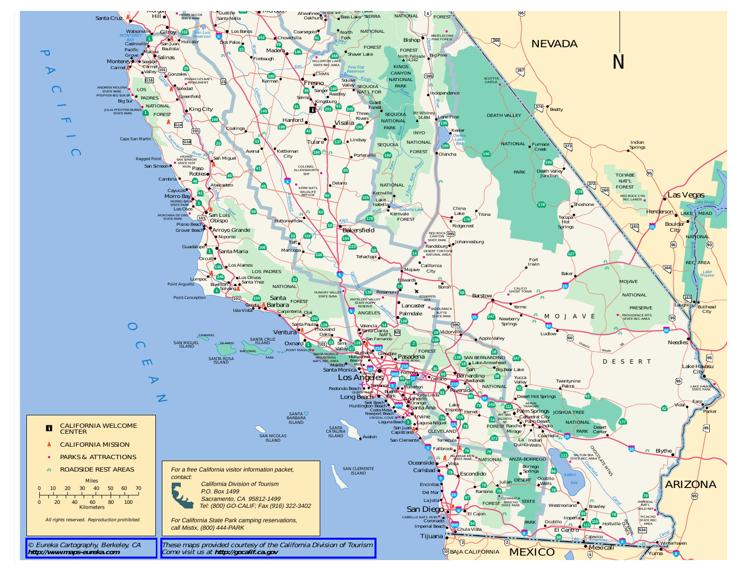CALIFORNIA WELCOME CENTER

CALIFORNIA MISSION

PARKS & ATTRACTIONS

ROADSIDE REST AREAS

Miles

0 10 20 30 40 50 60 70

0 20 40 60 80 100

Kilometers

All rights reserved. Reproduction prohibited.

*For a free California visitor information packet, contact:*

*California Division of Tourism*
*P.O. Box 1499*
*Sacramento, CA 95812-1499*
*Tel: (800) GO-CALIF; Fax (916) 322-3402*

*For California State Park camping reservations, call Mistix, (800) 444-PARK*

*© Eureka Cartography, Berkeley, CA*
***http://www.maps-eureka.com***

*These maps provided courtesy of the California Division of Tourism*
*Come visit us at **http://gocalif.ca.gov***